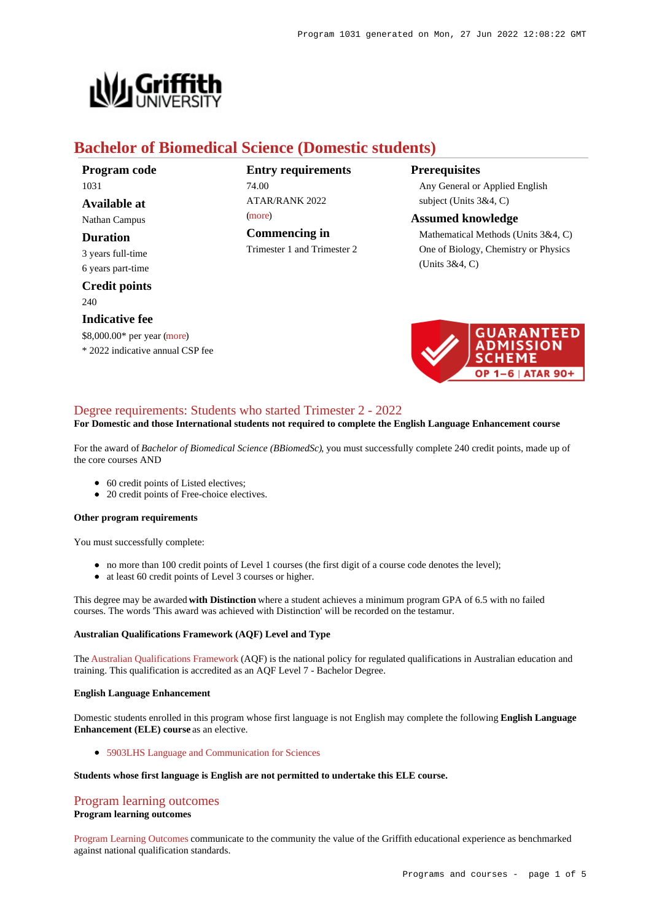# Bachelor of Biomedical Science (Domestic students)

**Program code**
1031

**Available at**
Nathan Campus

**Duration**
3 years full-time
6 years part-time

**Credit points**
240

**Indicative fee**
$8,000.00* per year (more)
* 2022 indicative annual CSP fee

**Entry requirements**
74.00
ATAR/RANK 2022
(more)

**Commencing in**
Trimester 1 and Trimester 2

**Prerequisites**
Any General or Applied English subject (Units 3&4, C)

**Assumed knowledge**
Mathematical Methods (Units 3&4, C)
One of Biology, Chemistry or Physics (Units 3&4, C)

GUARANTEED ADMISSION SCHEME
OP 1–6 | ATAR 90+

## Degree requirements: Students who started Trimester 2 - 2022

**For Domestic and those International students not required to complete the English Language Enhancement course**

For the award of *Bachelor of Biomedical Science (BBiomedSc)*, you must successfully complete 240 credit points, made up of the core courses AND

- 60 credit points of Listed electives;
- 20 credit points of Free-choice electives.

**Other program requirements**

You must successfully complete:

- no more than 100 credit points of Level 1 courses (the first digit of a course code denotes the level);
- at least 60 credit points of Level 3 courses or higher.

This degree may be awarded **with Distinction** where a student achieves a minimum program GPA of 6.5 with no failed courses. The words 'This award was achieved with Distinction' will be recorded on the testamur.

**Australian Qualifications Framework (AQF) Level and Type**

The Australian Qualifications Framework (AQF) is the national policy for regulated qualifications in Australian education and training. This qualification is accredited as an AQF Level 7 - Bachelor Degree.

**English Language Enhancement**

Domestic students enrolled in this program whose first language is not English may complete the following **English Language Enhancement (ELE) course** as an elective.

- 5903LHS Language and Communication for Sciences

**Students whose first language is English are not permitted to undertake this ELE course.**

## Program learning outcomes

**Program learning outcomes**

Program Learning Outcomes communicate to the community the value of the Griffith educational experience as benchmarked against national qualification standards.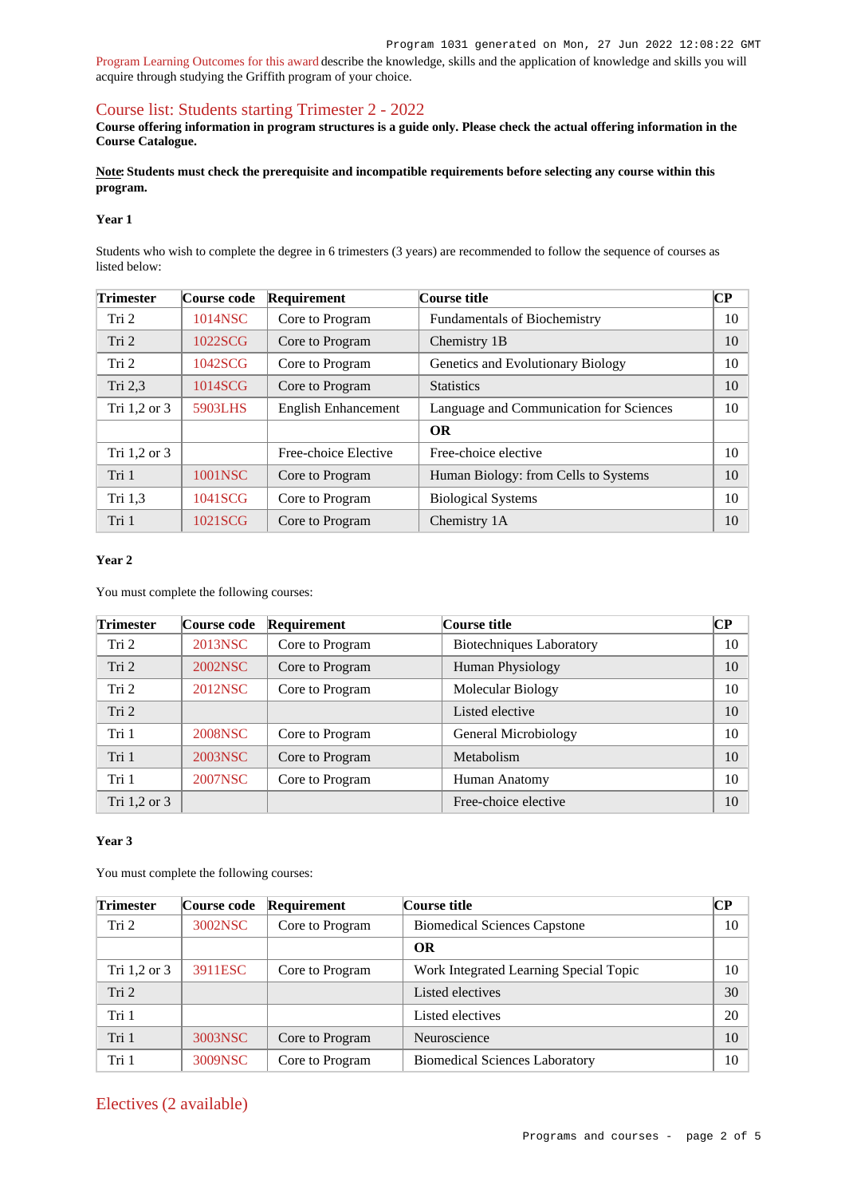Program Learning Outcomes for this award describe the knowledge, skills and the application of knowledge and skills you will acquire through studying the Griffith program of your choice.

## Course list: Students starting Trimester 2 - 2022

**Course offering information in program structures is a guide only. Please check the actual offering information in the Course Catalogue.**

**Note: Students must check the prerequisite and incompatible requirements before selecting any course within this program.**

### Year 1

Students who wish to complete the degree in 6 trimesters (3 years) are recommended to follow the sequence of courses as listed below:

| Trimester | Course code | Requirement | Course title | CP |
|---|---|---|---|---|
| Tri 2 | 1014NSC | Core to Program | Fundamentals of Biochemistry | 10 |
| Tri 2 | 1022SCG | Core to Program | Chemistry 1B | 10 |
| Tri 2 | 1042SCG | Core to Program | Genetics and Evolutionary Biology | 10 |
| Tri 2,3 | 1014SCG | Core to Program | Statistics | 10 |
| Tri 1,2 or 3 | 5903LHS | English Enhancement | Language and Communication for Sciences | 10 |
| | | | **OR** | |
| Tri 1,2 or 3 | | Free-choice Elective | Free-choice elective | 10 |
| Tri 1 | 1001NSC | Core to Program | Human Biology: from Cells to Systems | 10 |
| Tri 1,3 | 1041SCG | Core to Program | Biological Systems | 10 |
| Tri 1 | 1021SCG | Core to Program | Chemistry 1A | 10 |

### Year 2

You must complete the following courses:

| Trimester | Course code | Requirement | Course title | CP |
|---|---|---|---|---|
| Tri 2 | 2013NSC | Core to Program | Biotechniques Laboratory | 10 |
| Tri 2 | 2002NSC | Core to Program | Human Physiology | 10 |
| Tri 2 | 2012NSC | Core to Program | Molecular Biology | 10 |
| Tri 2 | | | Listed elective | 10 |
| Tri 1 | 2008NSC | Core to Program | General Microbiology | 10 |
| Tri 1 | 2003NSC | Core to Program | Metabolism | 10 |
| Tri 1 | 2007NSC | Core to Program | Human Anatomy | 10 |
| Tri 1,2 or 3 | | | Free-choice elective | 10 |

### Year 3

You must complete the following courses:

| Trimester | Course code | Requirement | Course title | CP |
|---|---|---|---|---|
| Tri 2 | 3002NSC | Core to Program | Biomedical Sciences Capstone | 10 |
| | | | **OR** | |
| Tri 1,2 or 3 | 3911ESC | Core to Program | Work Integrated Learning Special Topic | 10 |
| Tri 2 | | | Listed electives | 30 |
| Tri 1 | | | Listed electives | 20 |
| Tri 1 | 3003NSC | Core to Program | Neuroscience | 10 |
| Tri 1 | 3009NSC | Core to Program | Biomedical Sciences Laboratory | 10 |

## Electives (2 available)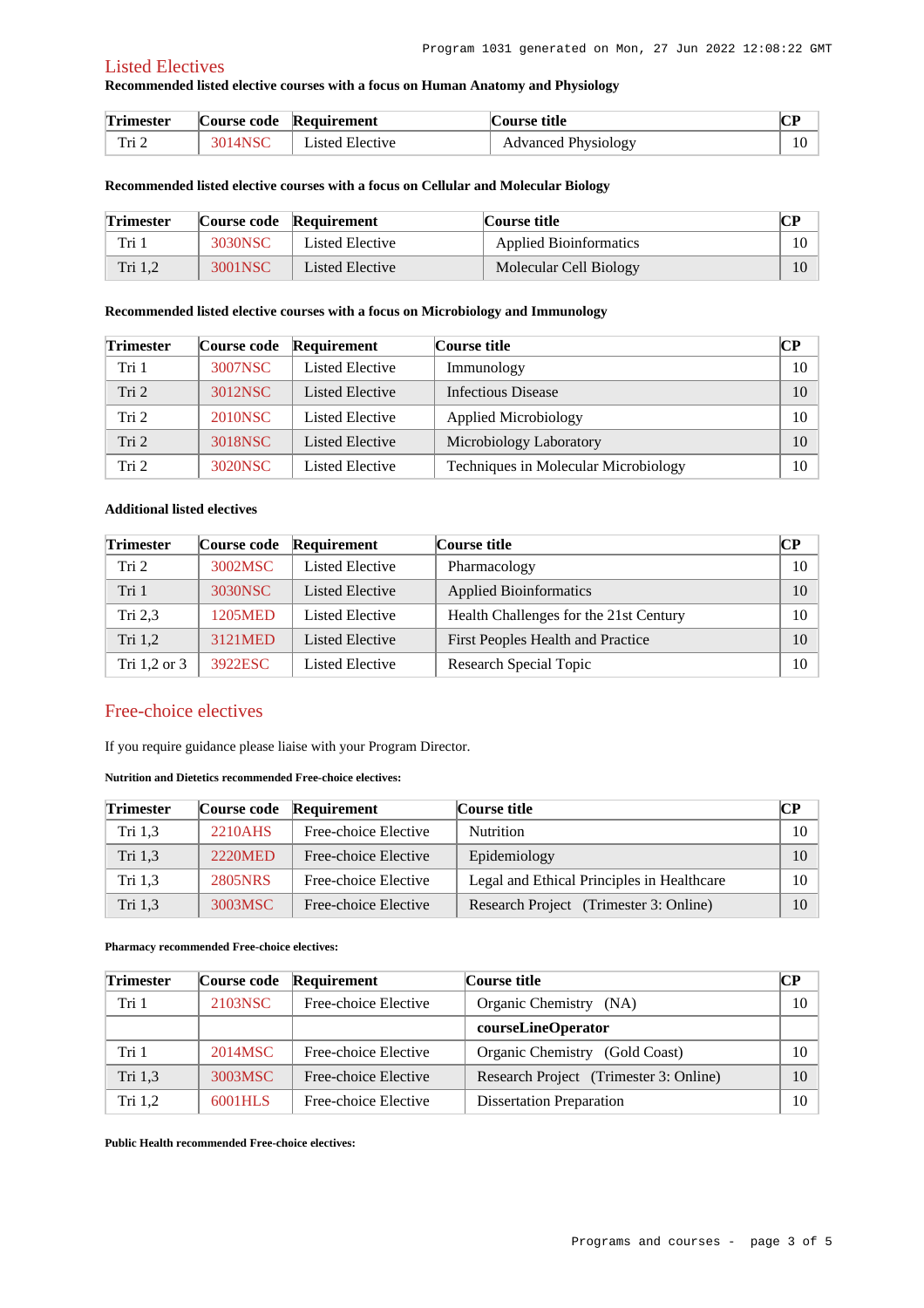## Listed Electives

**Recommended listed elective courses with a focus on Human Anatomy and Physiology**

| Trimester | Course code | Requirement | Course title | CP |
|---|---|---|---|---|
| Tri 2 | 3014NSC | Listed Elective | Advanced Physiology | 10 |

**Recommended listed elective courses with a focus on Cellular and Molecular Biology**

| Trimester | Course code | Requirement | Course title | CP |
|---|---|---|---|---|
| Tri 1 | 3030NSC | Listed Elective | Applied Bioinformatics | 10 |
| Tri 1,2 | 3001NSC | Listed Elective | Molecular Cell Biology | 10 |

**Recommended listed elective courses with a focus on Microbiology and Immunology**

| Trimester | Course code | Requirement | Course title | CP |
|---|---|---|---|---|
| Tri 1 | 3007NSC | Listed Elective | Immunology | 10 |
| Tri 2 | 3012NSC | Listed Elective | Infectious Disease | 10 |
| Tri 2 | 2010NSC | Listed Elective | Applied Microbiology | 10 |
| Tri 2 | 3018NSC | Listed Elective | Microbiology Laboratory | 10 |
| Tri 2 | 3020NSC | Listed Elective | Techniques in Molecular Microbiology | 10 |

**Additional listed electives**

| Trimester | Course code | Requirement | Course title | CP |
|---|---|---|---|---|
| Tri 2 | 3002MSC | Listed Elective | Pharmacology | 10 |
| Tri 1 | 3030NSC | Listed Elective | Applied Bioinformatics | 10 |
| Tri 2,3 | 1205MED | Listed Elective | Health Challenges for the 21st Century | 10 |
| Tri 1,2 | 3121MED | Listed Elective | First Peoples Health and Practice | 10 |
| Tri 1,2 or 3 | 3922ESC | Listed Elective | Research Special Topic | 10 |

## Free-choice electives

If you require guidance please liaise with your Program Director.

**Nutrition and Dietetics recommended Free-choice electives:**

| Trimester | Course code | Requirement | Course title | CP |
|---|---|---|---|---|
| Tri 1,3 | 2210AHS | Free-choice Elective | Nutrition | 10 |
| Tri 1,3 | 2220MED | Free-choice Elective | Epidemiology | 10 |
| Tri 1,3 | 2805NRS | Free-choice Elective | Legal and Ethical Principles in Healthcare | 10 |
| Tri 1,3 | 3003MSC | Free-choice Elective | Research Project (Trimester 3: Online) | 10 |

**Pharmacy recommended Free-choice electives:**

| Trimester | Course code | Requirement | Course title | CP |
|---|---|---|---|---|
| Tri 1 | 2103NSC | Free-choice Elective | Organic Chemistry (NA) | 10 |
| | | | **courseLineOperator** | |
| Tri 1 | 2014MSC | Free-choice Elective | Organic Chemistry (Gold Coast) | 10 |
| Tri 1,3 | 3003MSC | Free-choice Elective | Research Project (Trimester 3: Online) | 10 |
| Tri 1,2 | 6001HLS | Free-choice Elective | Dissertation Preparation | 10 |

**Public Health recommended Free-choice electives:**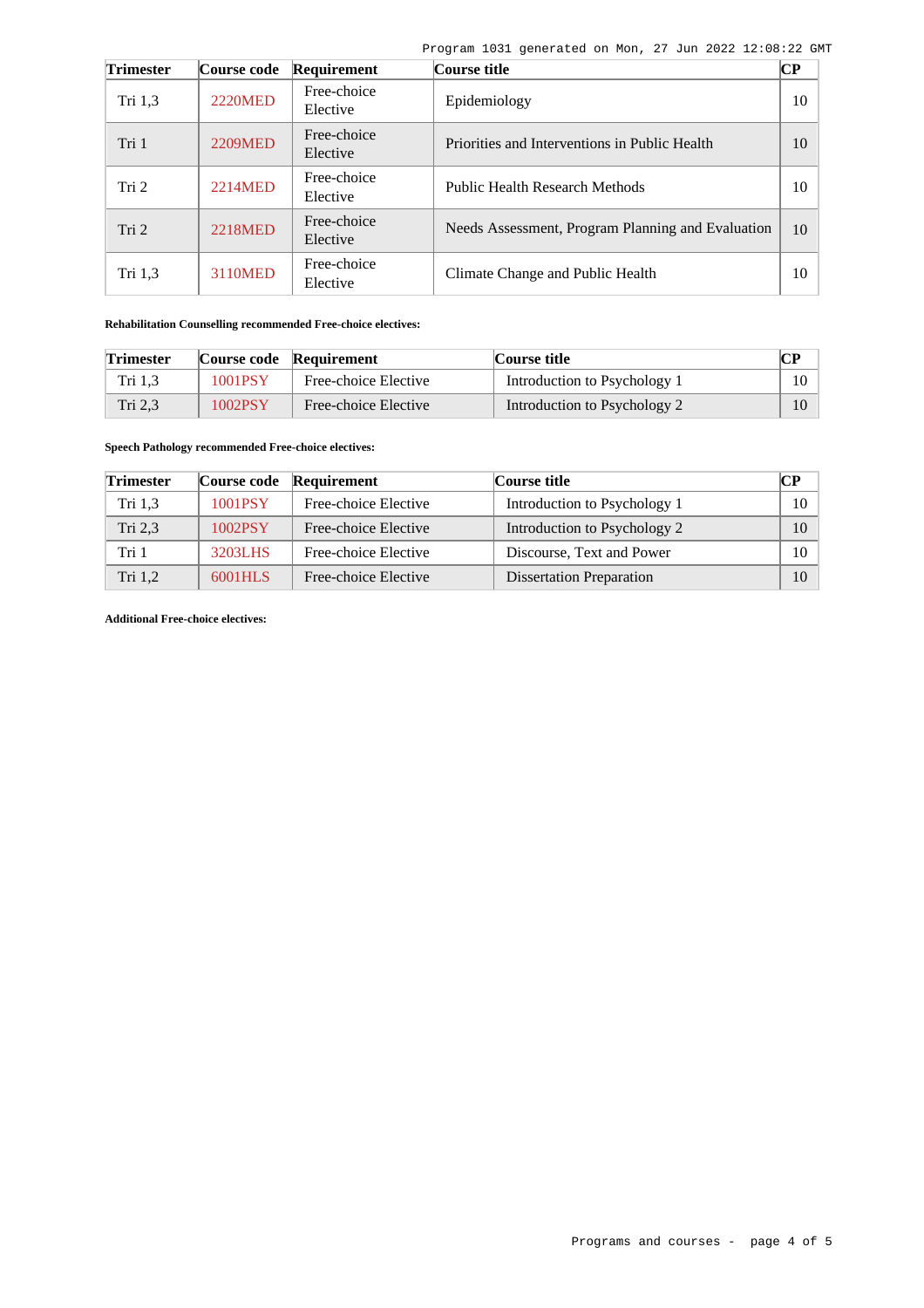| Trimester | Course code | Requirement | Course title | CP |
|---|---|---|---|---|
| Tri 1,3 | 2220MED | Free-choice Elective | Epidemiology | 10 |
| Tri 1 | 2209MED | Free-choice Elective | Priorities and Interventions in Public Health | 10 |
| Tri 2 | 2214MED | Free-choice Elective | Public Health Research Methods | 10 |
| Tri 2 | 2218MED | Free-choice Elective | Needs Assessment, Program Planning and Evaluation | 10 |
| Tri 1,3 | 3110MED | Free-choice Elective | Climate Change and Public Health | 10 |

**Rehabilitation Counselling recommended Free-choice electives:**

| Trimester | Course code | Requirement | Course title | CP |
|---|---|---|---|---|
| Tri 1,3 | 1001PSY | Free-choice Elective | Introduction to Psychology 1 | 10 |
| Tri 2,3 | 1002PSY | Free-choice Elective | Introduction to Psychology 2 | 10 |

**Speech Pathology recommended Free-choice electives:**

| Trimester | Course code | Requirement | Course title | CP |
|---|---|---|---|---|
| Tri 1,3 | 1001PSY | Free-choice Elective | Introduction to Psychology 1 | 10 |
| Tri 2,3 | 1002PSY | Free-choice Elective | Introduction to Psychology 2 | 10 |
| Tri 1 | 3203LHS | Free-choice Elective | Discourse, Text and Power | 10 |
| Tri 1,2 | 6001HLS | Free-choice Elective | Dissertation Preparation | 10 |

**Additional Free-choice electives:**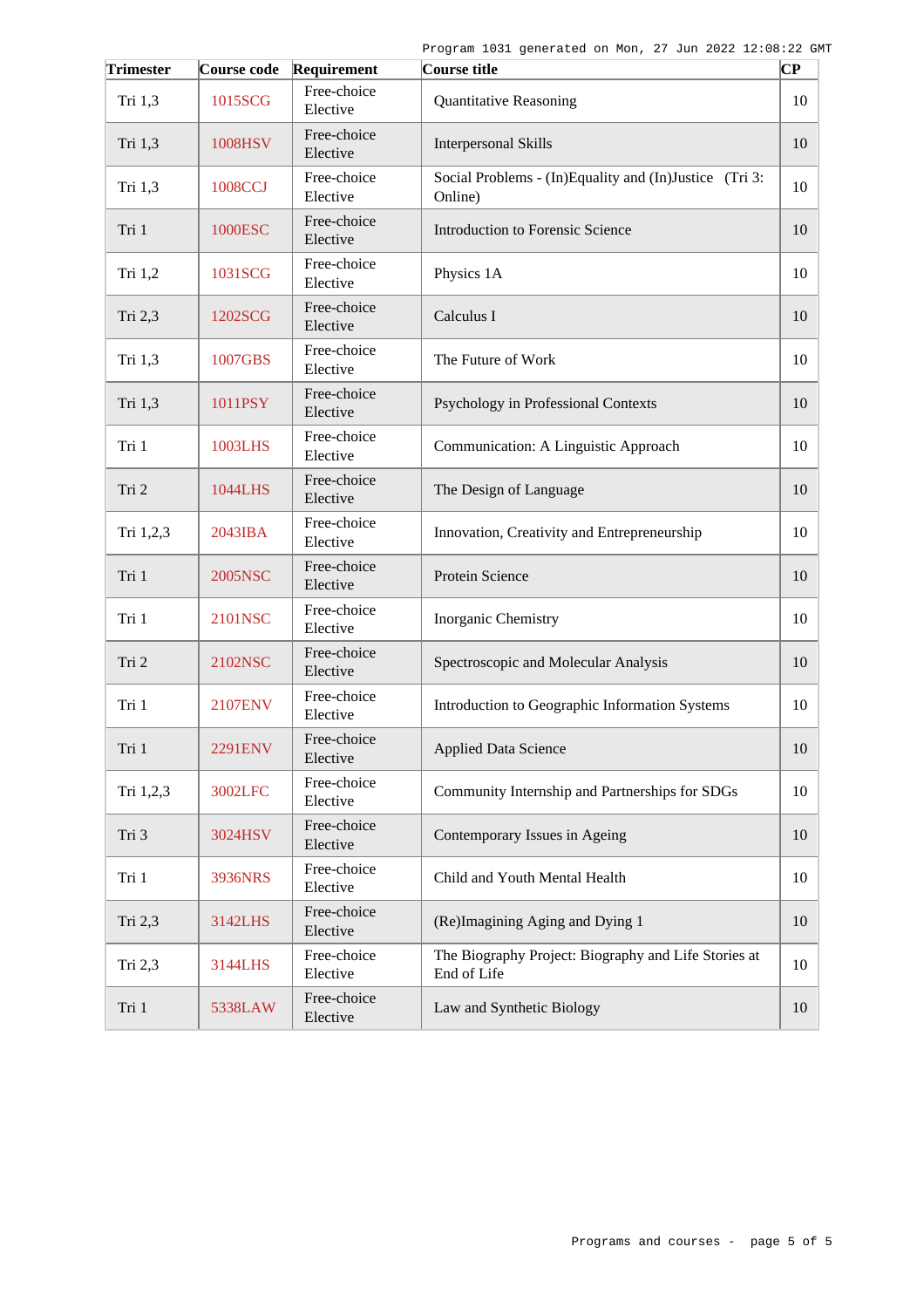| Trimester | Course code | Requirement | Course title | CP |
|---|---|---|---|---|
| Tri 1,3 | 1015SCG | Free-choice Elective | Quantitative Reasoning | 10 |
| Tri 1,3 | 1008HSV | Free-choice Elective | Interpersonal Skills | 10 |
| Tri 1,3 | 1008CCJ | Free-choice Elective | Social Problems - (In)Equality and (In)Justice (Tri 3: Online) | 10 |
| Tri 1 | 1000ESC | Free-choice Elective | Introduction to Forensic Science | 10 |
| Tri 1,2 | 1031SCG | Free-choice Elective | Physics 1A | 10 |
| Tri 2,3 | 1202SCG | Free-choice Elective | Calculus I | 10 |
| Tri 1,3 | 1007GBS | Free-choice Elective | The Future of Work | 10 |
| Tri 1,3 | 1011PSY | Free-choice Elective | Psychology in Professional Contexts | 10 |
| Tri 1 | 1003LHS | Free-choice Elective | Communication: A Linguistic Approach | 10 |
| Tri 2 | 1044LHS | Free-choice Elective | The Design of Language | 10 |
| Tri 1,2,3 | 2043IBA | Free-choice Elective | Innovation, Creativity and Entrepreneurship | 10 |
| Tri 1 | 2005NSC | Free-choice Elective | Protein Science | 10 |
| Tri 1 | 2101NSC | Free-choice Elective | Inorganic Chemistry | 10 |
| Tri 2 | 2102NSC | Free-choice Elective | Spectroscopic and Molecular Analysis | 10 |
| Tri 1 | 2107ENV | Free-choice Elective | Introduction to Geographic Information Systems | 10 |
| Tri 1 | 2291ENV | Free-choice Elective | Applied Data Science | 10 |
| Tri 1,2,3 | 3002LFC | Free-choice Elective | Community Internship and Partnerships for SDGs | 10 |
| Tri 3 | 3024HSV | Free-choice Elective | Contemporary Issues in Ageing | 10 |
| Tri 1 | 3936NRS | Free-choice Elective | Child and Youth Mental Health | 10 |
| Tri 2,3 | 3142LHS | Free-choice Elective | (Re)Imagining Aging and Dying 1 | 10 |
| Tri 2,3 | 3144LHS | Free-choice Elective | The Biography Project: Biography and Life Stories at End of Life | 10 |
| Tri 1 | 5338LAW | Free-choice Elective | Law and Synthetic Biology | 10 |